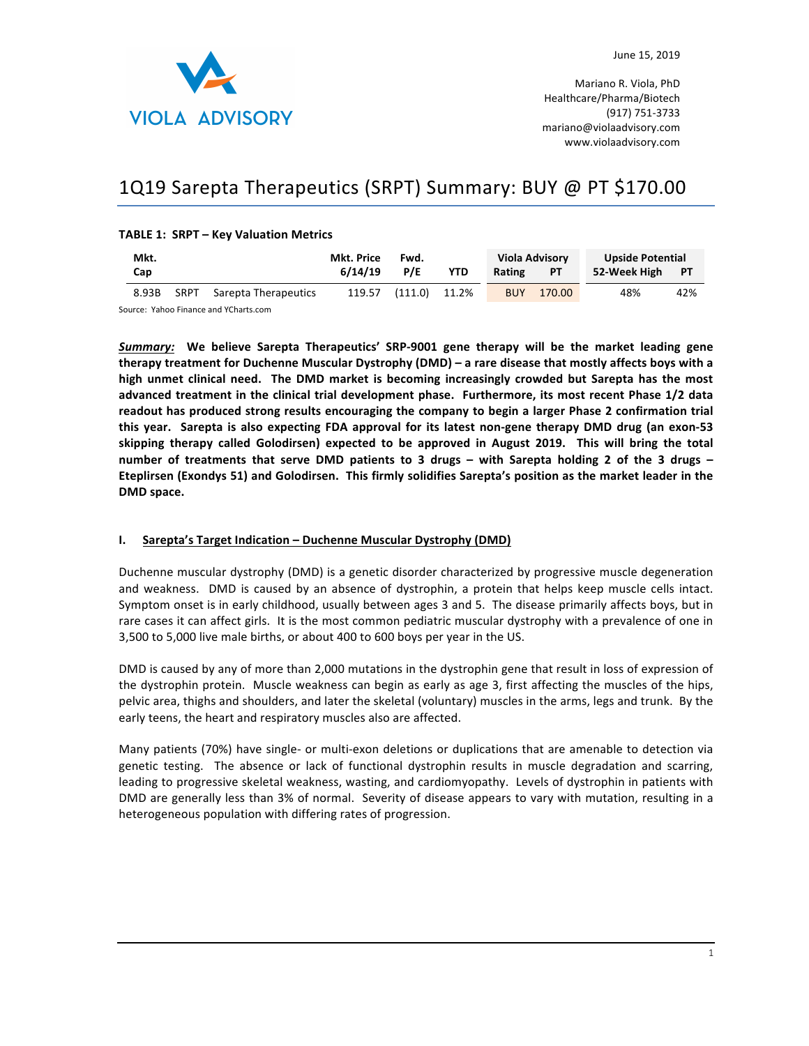VIOLA ADVISORY

June 15, 2019

Mariano R. Viola, PhD
Healthcare/Pharma/Biotech
(917) 751-3733
mariano@violaadvisory.com
www.violaadvisory.com

# 1Q19 Sarepta Therapeutics (SRPT) Summary: BUY @ PT $170.00

**TABLE 1: SRPT – Key Valuation Metrics**

| Mkt. Cap | | | Mkt. Price 6/14/19 | Fwd. P/E | YTD | Viola Advisory Rating | Viola Advisory PT | Upside Potential 52-Week High | Upside Potential PT |
|---|---|---|---|---|---|---|---|---|---|
| 8.93B | SRPT | Sarepta Therapeutics | 119.57 | (111.0) | 11.2% | BUY | 170.00 | 48% | 42% |

Source: Yahoo Finance and YCharts.com

***Summary:*** **We believe Sarepta Therapeutics' SRP-9001 gene therapy will be the market leading gene therapy treatment for Duchenne Muscular Dystrophy (DMD) – a rare disease that mostly affects boys with a high unmet clinical need. The DMD market is becoming increasingly crowded but Sarepta has the most advanced treatment in the clinical trial development phase. Furthermore, its most recent Phase 1/2 data readout has produced strong results encouraging the company to begin a larger Phase 2 confirmation trial this year. Sarepta is also expecting FDA approval for its latest non-gene therapy DMD drug (an exon-53 skipping therapy called Golodirsen) expected to be approved in August 2019. This will bring the total number of treatments that serve DMD patients to 3 drugs – with Sarepta holding 2 of the 3 drugs – Eteplirsen (Exondys 51) and Golodirsen. This firmly solidifies Sarepta's position as the market leader in the DMD space.**

## I. Sarepta's Target Indication – Duchenne Muscular Dystrophy (DMD)

Duchenne muscular dystrophy (DMD) is a genetic disorder characterized by progressive muscle degeneration and weakness. DMD is caused by an absence of dystrophin, a protein that helps keep muscle cells intact. Symptom onset is in early childhood, usually between ages 3 and 5. The disease primarily affects boys, but in rare cases it can affect girls. It is the most common pediatric muscular dystrophy with a prevalence of one in 3,500 to 5,000 live male births, or about 400 to 600 boys per year in the US.

DMD is caused by any of more than 2,000 mutations in the dystrophin gene that result in loss of expression of the dystrophin protein. Muscle weakness can begin as early as age 3, first affecting the muscles of the hips, pelvic area, thighs and shoulders, and later the skeletal (voluntary) muscles in the arms, legs and trunk. By the early teens, the heart and respiratory muscles also are affected.

Many patients (70%) have single- or multi-exon deletions or duplications that are amenable to detection via genetic testing. The absence or lack of functional dystrophin results in muscle degradation and scarring, leading to progressive skeletal weakness, wasting, and cardiomyopathy. Levels of dystrophin in patients with DMD are generally less than 3% of normal. Severity of disease appears to vary with mutation, resulting in a heterogeneous population with differing rates of progression.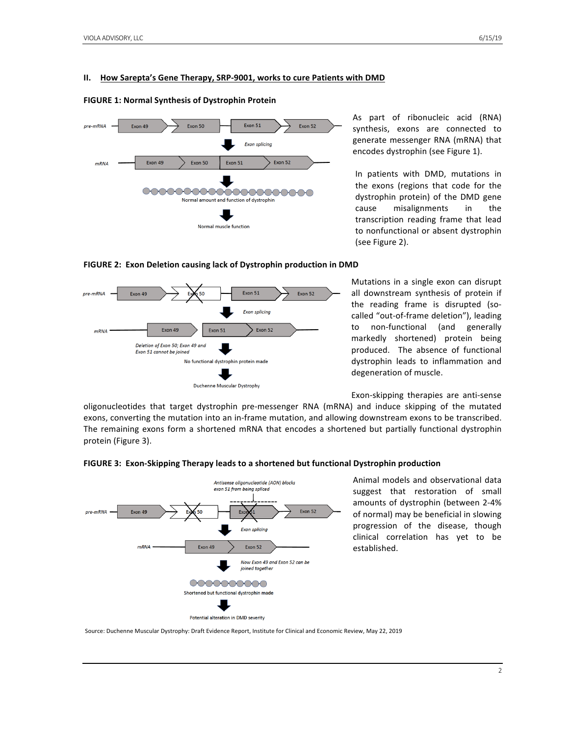## II. How Sarepta's Gene Therapy, SRP-9001, works to cure Patients with DMD

**FIGURE 1: Normal Synthesis of Dystrophin Protein**

pre-mRNA — Exon 49 — Exon 50 — Exon 51 — Exon 52

*Exon splicing*

mRNA — Exon 49 — Exon 50 — Exon 51 — Exon 52

Normal amount and function of dystrophin

Normal muscle function

As part of ribonucleic acid (RNA) synthesis, exons are connected to generate messenger RNA (mRNA) that encodes dystrophin (see Figure 1).

In patients with DMD, mutations in the exons (regions that code for the dystrophin protein) of the DMD gene cause misalignments in the transcription reading frame that lead to nonfunctional or absent dystrophin (see Figure 2).

**FIGURE 2: Exon Deletion causing lack of Dystrophin production in DMD**

pre-mRNA — Exon 49 — Exon 50 (crossed out) — Exon 51 — Exon 52

*Exon splicing*

mRNA — Exon 49 — Exon 51 — Exon 52

*Deletion of Exon 50; Exon 49 and Exon 51 cannot be joined*

No functional dystrophin protein made

Duchenne Muscular Dystrophy

Mutations in a single exon can disrupt all downstream synthesis of protein if the reading frame is disrupted (so-called "out-of-frame deletion"), leading to non-functional (and generally markedly shortened) protein being produced. The absence of functional dystrophin leads to inflammation and degeneration of muscle.

Exon-skipping therapies are anti-sense oligonucleotides that target dystrophin pre-messenger RNA (mRNA) and induce skipping of the mutated exons, converting the mutation into an in-frame mutation, and allowing downstream exons to be transcribed. The remaining exons form a shortened mRNA that encodes a shortened but partially functional dystrophin protein (Figure 3).

**FIGURE 3: Exon-Skipping Therapy leads to a shortened but functional Dystrophin production**

*Antisense oligonucleotide (AON) blocks exon 51 from being spliced*

pre-mRNA — Exon 49 — Exon 50 (crossed out) — Exon 51 (crossed out) — Exon 52

*Exon splicing*

mRNA — Exon 49 — Exon 52

*Now Exon 49 and Exon 52 can be joined together*

Shortened but functional dystrophin made

Potential alteration in DMD severity

Animal models and observational data suggest that restoration of small amounts of dystrophin (between 2-4% of normal) may be beneficial in slowing progression of the disease, though clinical correlation has yet to be established.

Source: Duchenne Muscular Dystrophy: Draft Evidence Report, Institute for Clinical and Economic Review, May 22, 2019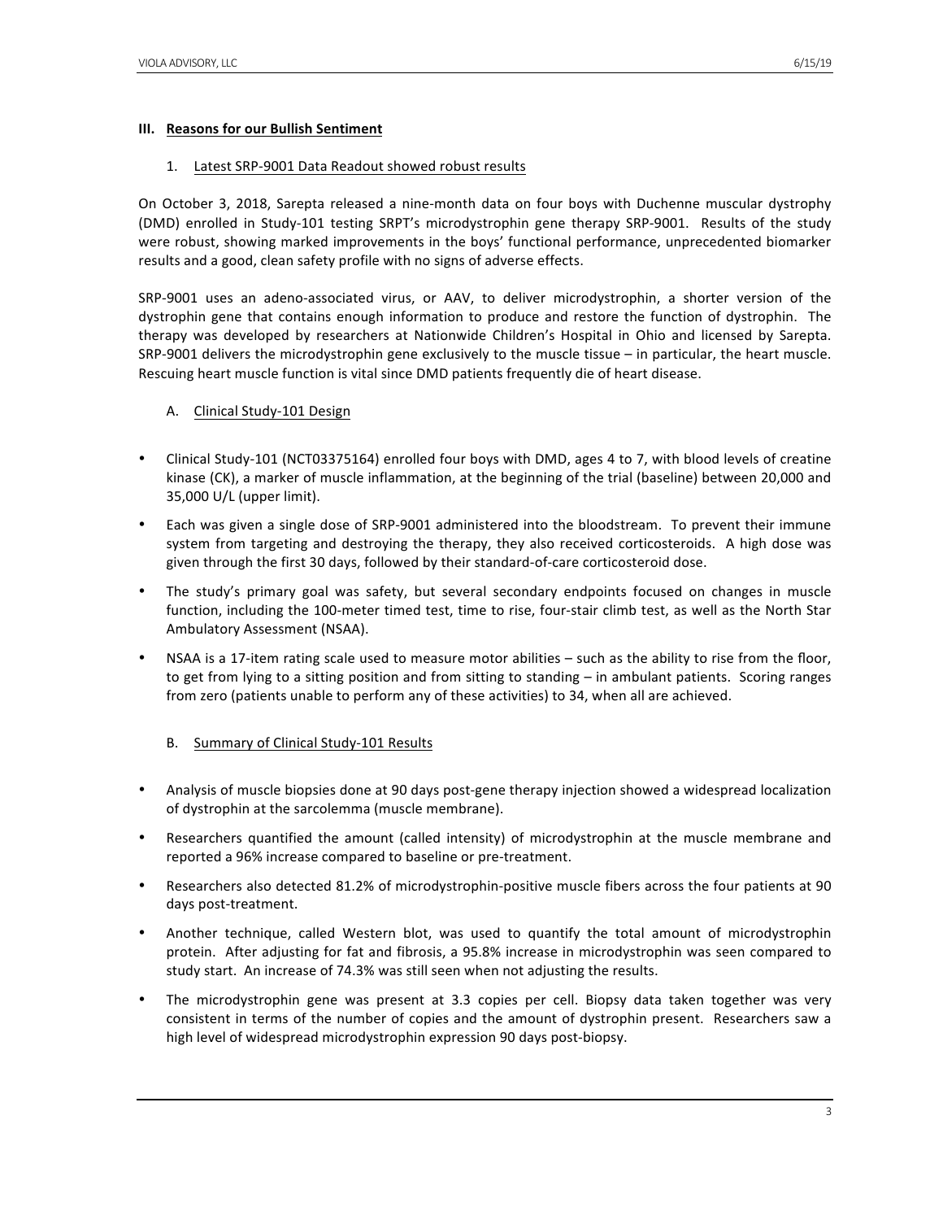## III. Reasons for our Bullish Sentiment

### 1. Latest SRP-9001 Data Readout showed robust results

On October 3, 2018, Sarepta released a nine-month data on four boys with Duchenne muscular dystrophy (DMD) enrolled in Study-101 testing SRPT's microdystrophin gene therapy SRP-9001. Results of the study were robust, showing marked improvements in the boys' functional performance, unprecedented biomarker results and a good, clean safety profile with no signs of adverse effects.

SRP-9001 uses an adeno-associated virus, or AAV, to deliver microdystrophin, a shorter version of the dystrophin gene that contains enough information to produce and restore the function of dystrophin. The therapy was developed by researchers at Nationwide Children's Hospital in Ohio and licensed by Sarepta. SRP-9001 delivers the microdystrophin gene exclusively to the muscle tissue – in particular, the heart muscle. Rescuing heart muscle function is vital since DMD patients frequently die of heart disease.

#### A. Clinical Study-101 Design

- Clinical Study-101 (NCT03375164) enrolled four boys with DMD, ages 4 to 7, with blood levels of creatine kinase (CK), a marker of muscle inflammation, at the beginning of the trial (baseline) between 20,000 and 35,000 U/L (upper limit).
- Each was given a single dose of SRP-9001 administered into the bloodstream. To prevent their immune system from targeting and destroying the therapy, they also received corticosteroids. A high dose was given through the first 30 days, followed by their standard-of-care corticosteroid dose.
- The study's primary goal was safety, but several secondary endpoints focused on changes in muscle function, including the 100-meter timed test, time to rise, four-stair climb test, as well as the North Star Ambulatory Assessment (NSAA).
- NSAA is a 17-item rating scale used to measure motor abilities – such as the ability to rise from the floor, to get from lying to a sitting position and from sitting to standing – in ambulant patients. Scoring ranges from zero (patients unable to perform any of these activities) to 34, when all are achieved.

#### B. Summary of Clinical Study-101 Results

- Analysis of muscle biopsies done at 90 days post-gene therapy injection showed a widespread localization of dystrophin at the sarcolemma (muscle membrane).
- Researchers quantified the amount (called intensity) of microdystrophin at the muscle membrane and reported a 96% increase compared to baseline or pre-treatment.
- Researchers also detected 81.2% of microdystrophin-positive muscle fibers across the four patients at 90 days post-treatment.
- Another technique, called Western blot, was used to quantify the total amount of microdystrophin protein. After adjusting for fat and fibrosis, a 95.8% increase in microdystrophin was seen compared to study start. An increase of 74.3% was still seen when not adjusting the results.
- The microdystrophin gene was present at 3.3 copies per cell. Biopsy data taken together was very consistent in terms of the number of copies and the amount of dystrophin present. Researchers saw a high level of widespread microdystrophin expression 90 days post-biopsy.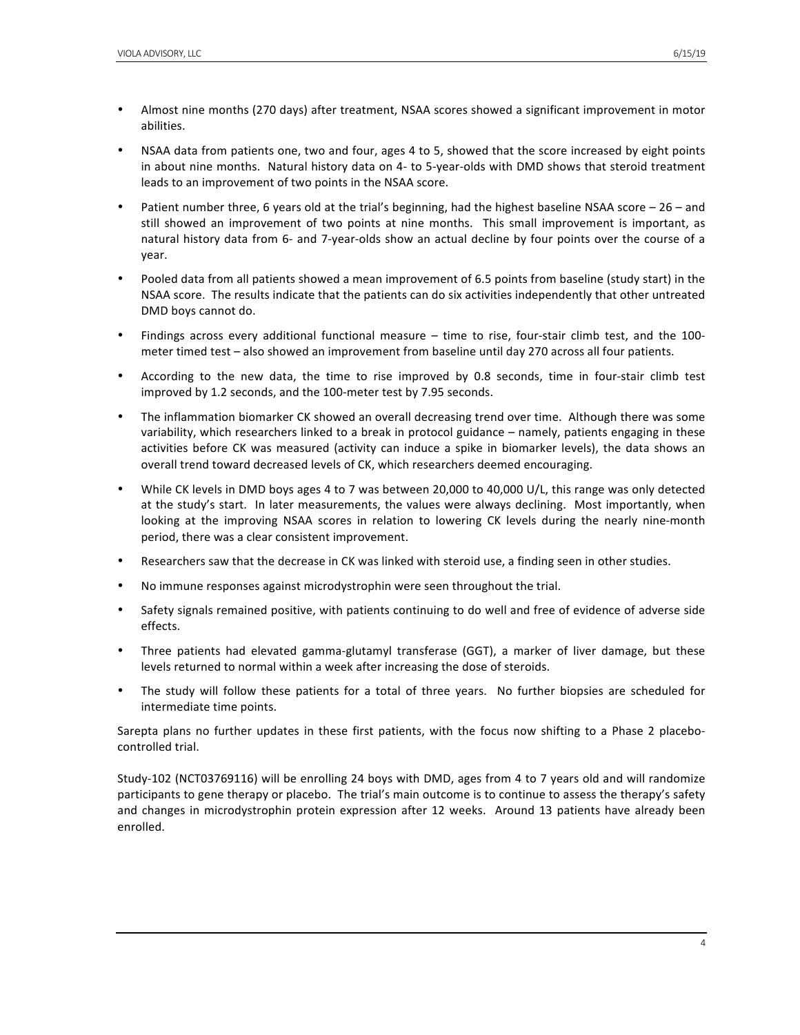- Almost nine months (270 days) after treatment, NSAA scores showed a significant improvement in motor abilities.

- NSAA data from patients one, two and four, ages 4 to 5, showed that the score increased by eight points in about nine months. Natural history data on 4- to 5-year-olds with DMD shows that steroid treatment leads to an improvement of two points in the NSAA score.

- Patient number three, 6 years old at the trial's beginning, had the highest baseline NSAA score – 26 – and still showed an improvement of two points at nine months. This small improvement is important, as natural history data from 6- and 7-year-olds show an actual decline by four points over the course of a year.

- Pooled data from all patients showed a mean improvement of 6.5 points from baseline (study start) in the NSAA score. The results indicate that the patients can do six activities independently that other untreated DMD boys cannot do.

- Findings across every additional functional measure – time to rise, four-stair climb test, and the 100-meter timed test – also showed an improvement from baseline until day 270 across all four patients.

- According to the new data, the time to rise improved by 0.8 seconds, time in four-stair climb test improved by 1.2 seconds, and the 100-meter test by 7.95 seconds.

- The inflammation biomarker CK showed an overall decreasing trend over time. Although there was some variability, which researchers linked to a break in protocol guidance – namely, patients engaging in these activities before CK was measured (activity can induce a spike in biomarker levels), the data shows an overall trend toward decreased levels of CK, which researchers deemed encouraging.

- While CK levels in DMD boys ages 4 to 7 was between 20,000 to 40,000 U/L, this range was only detected at the study's start. In later measurements, the values were always declining. Most importantly, when looking at the improving NSAA scores in relation to lowering CK levels during the nearly nine-month period, there was a clear consistent improvement.

- Researchers saw that the decrease in CK was linked with steroid use, a finding seen in other studies.

- No immune responses against microdystrophin were seen throughout the trial.

- Safety signals remained positive, with patients continuing to do well and free of evidence of adverse side effects.

- Three patients had elevated gamma-glutamyl transferase (GGT), a marker of liver damage, but these levels returned to normal within a week after increasing the dose of steroids.

- The study will follow these patients for a total of three years. No further biopsies are scheduled for intermediate time points.

Sarepta plans no further updates in these first patients, with the focus now shifting to a Phase 2 placebo-controlled trial.

Study-102 (NCT03769116) will be enrolling 24 boys with DMD, ages from 4 to 7 years old and will randomize participants to gene therapy or placebo. The trial's main outcome is to continue to assess the therapy's safety and changes in microdystrophin protein expression after 12 weeks. Around 13 patients have already been enrolled.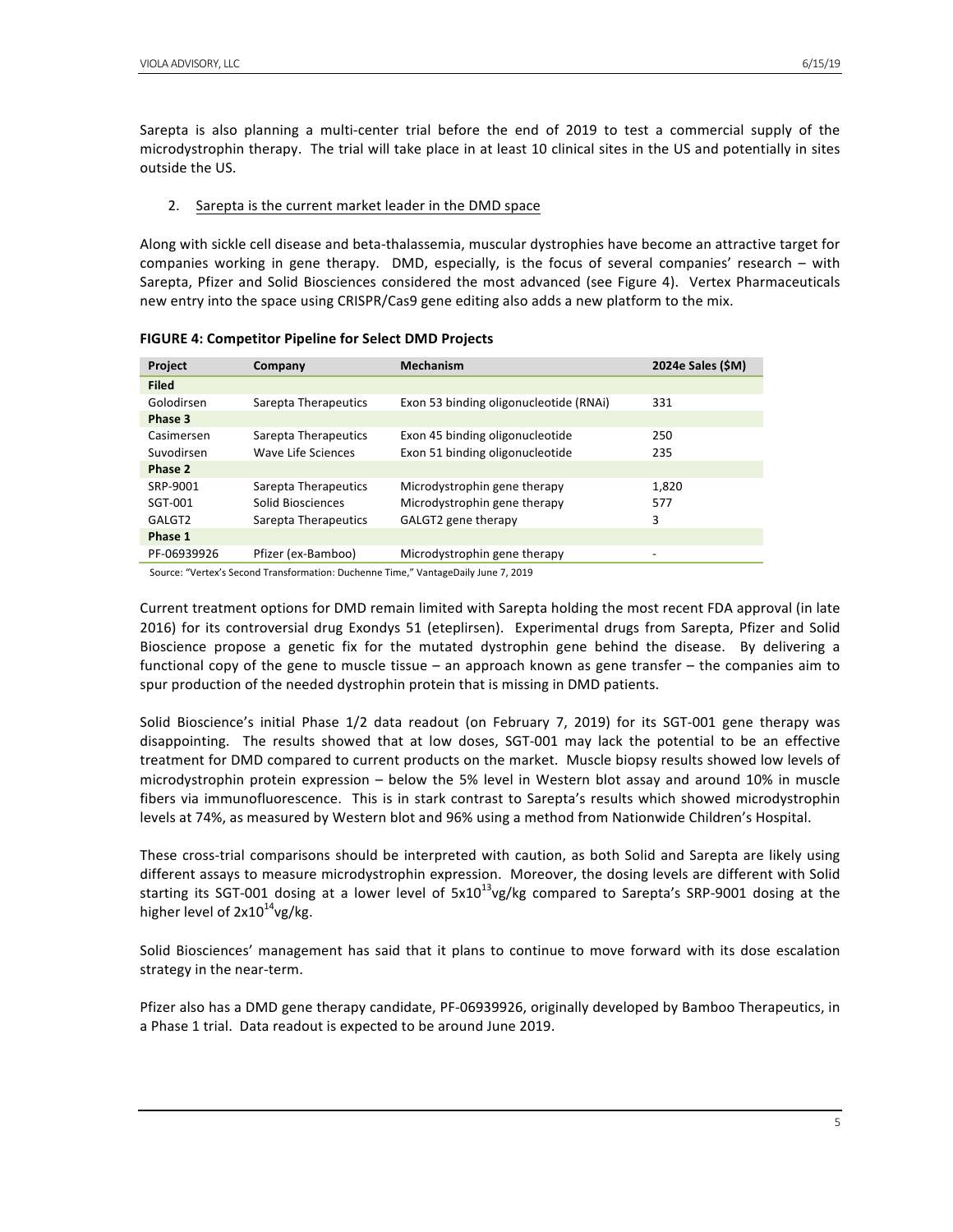Sarepta is also planning a multi-center trial before the end of 2019 to test a commercial supply of the microdystrophin therapy. The trial will take place in at least 10 clinical sites in the US and potentially in sites outside the US.

2. Sarepta is the current market leader in the DMD space

Along with sickle cell disease and beta-thalassemia, muscular dystrophies have become an attractive target for companies working in gene therapy. DMD, especially, is the focus of several companies' research – with Sarepta, Pfizer and Solid Biosciences considered the most advanced (see Figure 4). Vertex Pharmaceuticals new entry into the space using CRISPR/Cas9 gene editing also adds a new platform to the mix.

**FIGURE 4: Competitor Pipeline for Select DMD Projects**

| Project | Company | Mechanism | 2024e Sales ($M) |
|---|---|---|---|
| **Filed** | | | |
| Golodirsen | Sarepta Therapeutics | Exon 53 binding oligonucleotide (RNAi) | 331 |
| **Phase 3** | | | |
| Casimersen | Sarepta Therapeutics | Exon 45 binding oligonucleotide | 250 |
| Suvodirsen | Wave Life Sciences | Exon 51 binding oligonucleotide | 235 |
| **Phase 2** | | | |
| SRP-9001 | Sarepta Therapeutics | Microdystrophin gene therapy | 1,820 |
| SGT-001 | Solid Biosciences | Microdystrophin gene therapy | 577 |
| GALGT2 | Sarepta Therapeutics | GALGT2 gene therapy | 3 |
| **Phase 1** | | | |
| PF-06939926 | Pfizer (ex-Bamboo) | Microdystrophin gene therapy | - |

Source: "Vertex's Second Transformation: Duchenne Time," VantageDaily June 7, 2019

Current treatment options for DMD remain limited with Sarepta holding the most recent FDA approval (in late 2016) for its controversial drug Exondys 51 (eteplirsen). Experimental drugs from Sarepta, Pfizer and Solid Bioscience propose a genetic fix for the mutated dystrophin gene behind the disease. By delivering a functional copy of the gene to muscle tissue – an approach known as gene transfer – the companies aim to spur production of the needed dystrophin protein that is missing in DMD patients.

Solid Bioscience's initial Phase 1/2 data readout (on February 7, 2019) for its SGT-001 gene therapy was disappointing. The results showed that at low doses, SGT-001 may lack the potential to be an effective treatment for DMD compared to current products on the market. Muscle biopsy results showed low levels of microdystrophin protein expression – below the 5% level in Western blot assay and around 10% in muscle fibers via immunofluorescence. This is in stark contrast to Sarepta's results which showed microdystrophin levels at 74%, as measured by Western blot and 96% using a method from Nationwide Children's Hospital.

These cross-trial comparisons should be interpreted with caution, as both Solid and Sarepta are likely using different assays to measure microdystrophin expression. Moreover, the dosing levels are different with Solid starting its SGT-001 dosing at a lower level of $5x10^{13}$vg/kg compared to Sarepta's SRP-9001 dosing at the higher level of $2x10^{14}$vg/kg.

Solid Biosciences' management has said that it plans to continue to move forward with its dose escalation strategy in the near-term.

Pfizer also has a DMD gene therapy candidate, PF-06939926, originally developed by Bamboo Therapeutics, in a Phase 1 trial. Data readout is expected to be around June 2019.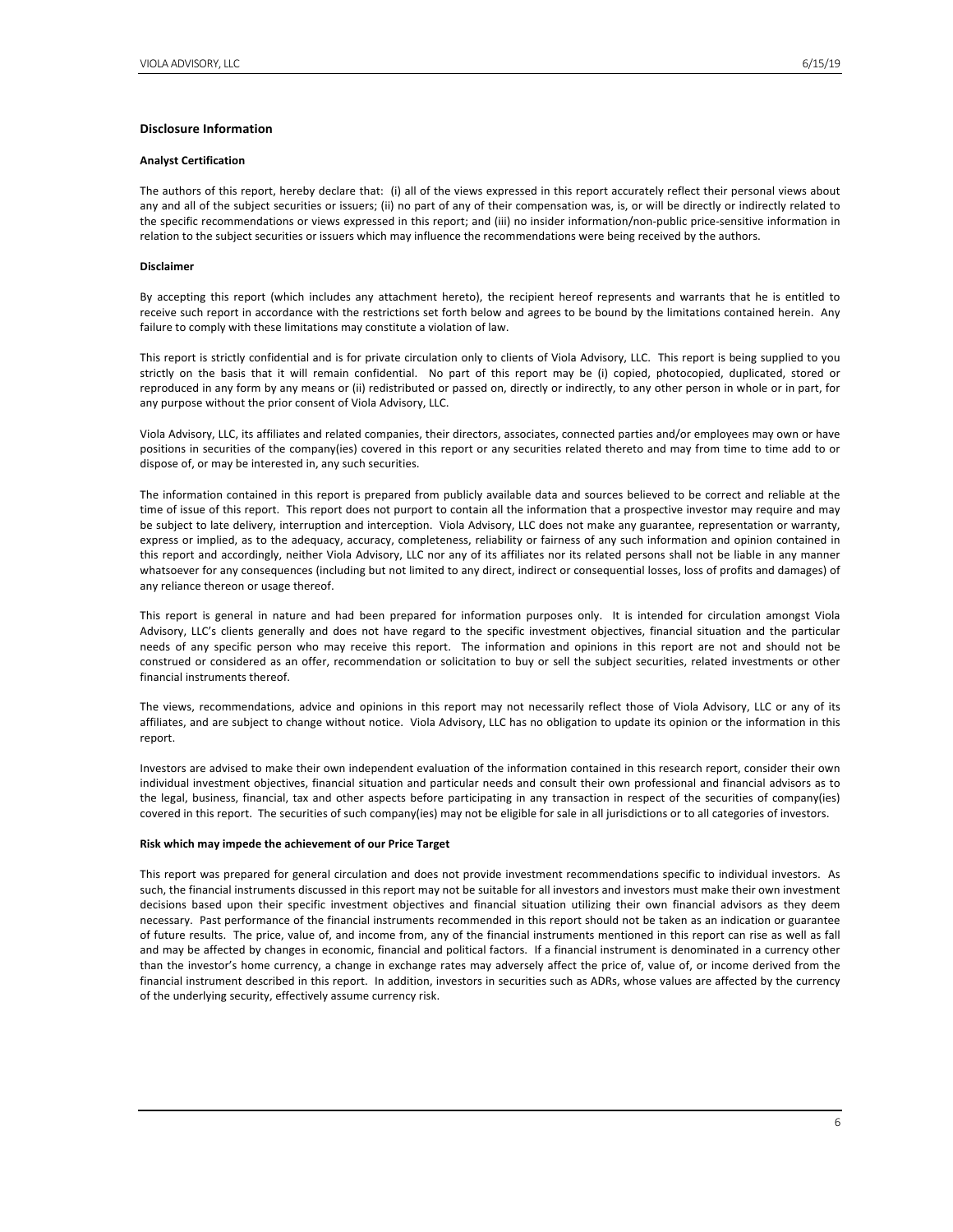## Disclosure Information

### Analyst Certification

The authors of this report, hereby declare that: (i) all of the views expressed in this report accurately reflect their personal views about any and all of the subject securities or issuers; (ii) no part of any of their compensation was, is, or will be directly or indirectly related to the specific recommendations or views expressed in this report; and (iii) no insider information/non-public price-sensitive information in relation to the subject securities or issuers which may influence the recommendations were being received by the authors.

### Disclaimer

By accepting this report (which includes any attachment hereto), the recipient hereof represents and warrants that he is entitled to receive such report in accordance with the restrictions set forth below and agrees to be bound by the limitations contained herein. Any failure to comply with these limitations may constitute a violation of law.

This report is strictly confidential and is for private circulation only to clients of Viola Advisory, LLC. This report is being supplied to you strictly on the basis that it will remain confidential. No part of this report may be (i) copied, photocopied, duplicated, stored or reproduced in any form by any means or (ii) redistributed or passed on, directly or indirectly, to any other person in whole or in part, for any purpose without the prior consent of Viola Advisory, LLC.

Viola Advisory, LLC, its affiliates and related companies, their directors, associates, connected parties and/or employees may own or have positions in securities of the company(ies) covered in this report or any securities related thereto and may from time to time add to or dispose of, or may be interested in, any such securities.

The information contained in this report is prepared from publicly available data and sources believed to be correct and reliable at the time of issue of this report. This report does not purport to contain all the information that a prospective investor may require and may be subject to late delivery, interruption and interception. Viola Advisory, LLC does not make any guarantee, representation or warranty, express or implied, as to the adequacy, accuracy, completeness, reliability or fairness of any such information and opinion contained in this report and accordingly, neither Viola Advisory, LLC nor any of its affiliates nor its related persons shall not be liable in any manner whatsoever for any consequences (including but not limited to any direct, indirect or consequential losses, loss of profits and damages) of any reliance thereon or usage thereof.

This report is general in nature and had been prepared for information purposes only. It is intended for circulation amongst Viola Advisory, LLC's clients generally and does not have regard to the specific investment objectives, financial situation and the particular needs of any specific person who may receive this report. The information and opinions in this report are not and should not be construed or considered as an offer, recommendation or solicitation to buy or sell the subject securities, related investments or other financial instruments thereof.

The views, recommendations, advice and opinions in this report may not necessarily reflect those of Viola Advisory, LLC or any of its affiliates, and are subject to change without notice. Viola Advisory, LLC has no obligation to update its opinion or the information in this report.

Investors are advised to make their own independent evaluation of the information contained in this research report, consider their own individual investment objectives, financial situation and particular needs and consult their own professional and financial advisors as to the legal, business, financial, tax and other aspects before participating in any transaction in respect of the securities of company(ies) covered in this report. The securities of such company(ies) may not be eligible for sale in all jurisdictions or to all categories of investors.

### Risk which may impede the achievement of our Price Target

This report was prepared for general circulation and does not provide investment recommendations specific to individual investors. As such, the financial instruments discussed in this report may not be suitable for all investors and investors must make their own investment decisions based upon their specific investment objectives and financial situation utilizing their own financial advisors as they deem necessary. Past performance of the financial instruments recommended in this report should not be taken as an indication or guarantee of future results. The price, value of, and income from, any of the financial instruments mentioned in this report can rise as well as fall and may be affected by changes in economic, financial and political factors. If a financial instrument is denominated in a currency other than the investor's home currency, a change in exchange rates may adversely affect the price of, value of, or income derived from the financial instrument described in this report. In addition, investors in securities such as ADRs, whose values are affected by the currency of the underlying security, effectively assume currency risk.